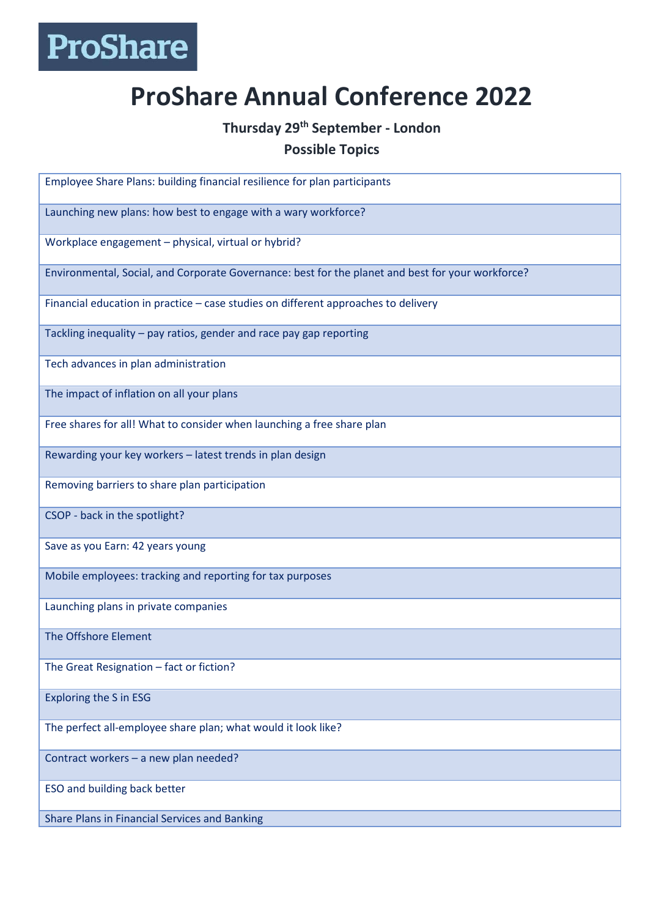ProShare

# ProShare Annual Conference 2022

**Thursday 29th September - London**

**Possible Topics**

| |
|---|
| Employee Share Plans: building financial resilience for plan participants |
| Launching new plans: how best to engage with a wary workforce? |
| Workplace engagement – physical, virtual or hybrid? |
| Environmental, Social, and Corporate Governance: best for the planet and best for your workforce? |
| Financial education in practice – case studies on different approaches to delivery |
| Tackling inequality – pay ratios, gender and race pay gap reporting |
| Tech advances in plan administration |
| The impact of inflation on all your plans |
| Free shares for all! What to consider when launching a free share plan |
| Rewarding your key workers – latest trends in plan design |
| Removing barriers to share plan participation |
| CSOP - back in the spotlight? |
| Save as you Earn: 42 years young |
| Mobile employees: tracking and reporting for tax purposes |
| Launching plans in private companies |
| The Offshore Element |
| The Great Resignation – fact or fiction? |
| Exploring the S in ESG |
| The perfect all-employee share plan; what would it look like? |
| Contract workers – a new plan needed? |
| ESO and building back better |
| Share Plans in Financial Services and Banking |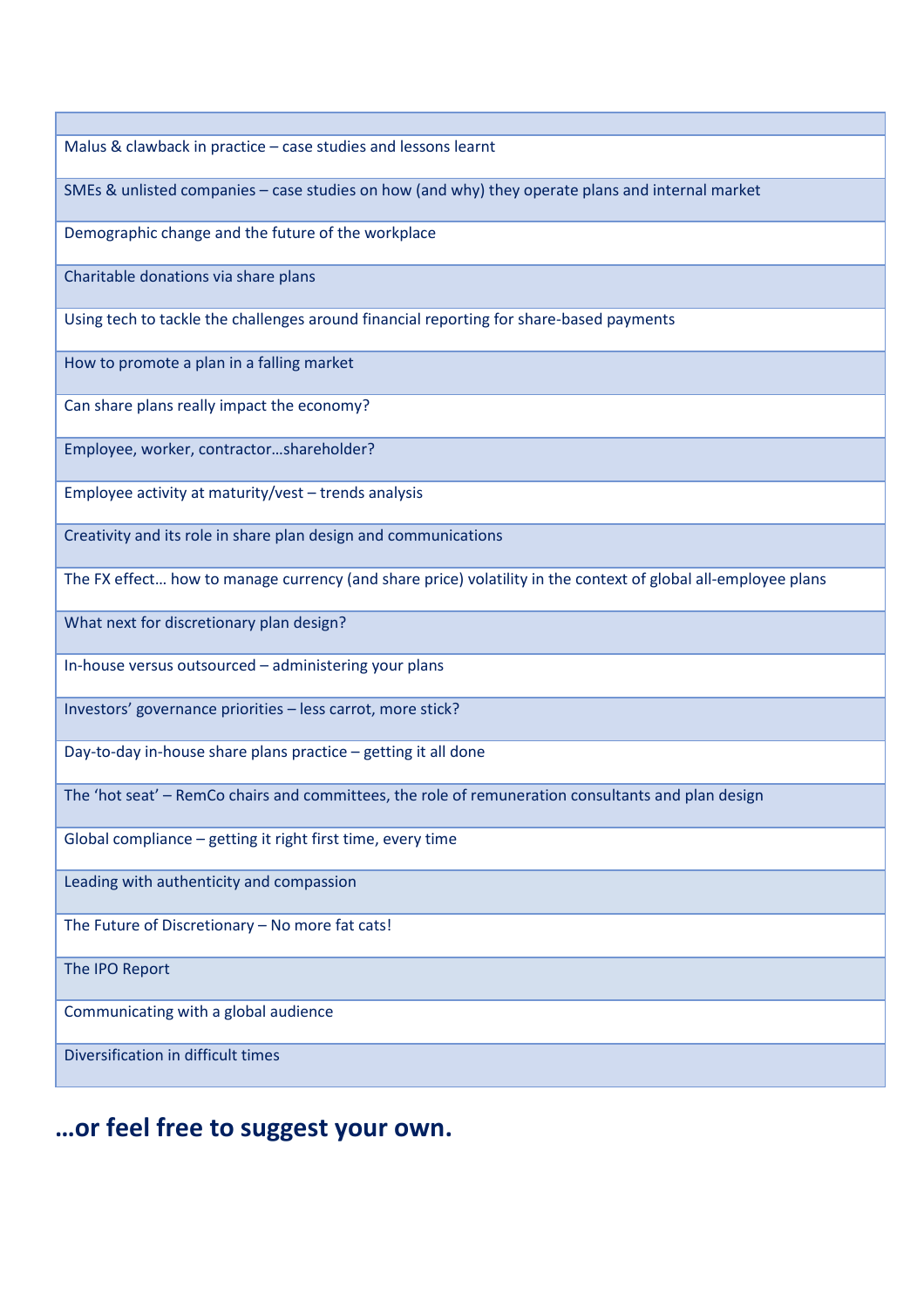| |
|---|
| Malus & clawback in practice – case studies and lessons learnt |
| SMEs & unlisted companies – case studies on how (and why) they operate plans and internal market |
| Demographic change and the future of the workplace |
| Charitable donations via share plans |
| Using tech to tackle the challenges around financial reporting for share-based payments |
| How to promote a plan in a falling market |
| Can share plans really impact the economy? |
| Employee, worker, contractor…shareholder? |
| Employee activity at maturity/vest – trends analysis |
| Creativity and its role in share plan design and communications |
| The FX effect… how to manage currency (and share price) volatility in the context of global all-employee plans |
| What next for discretionary plan design? |
| In-house versus outsourced – administering your plans |
| Investors' governance priorities – less carrot, more stick? |
| Day-to-day in-house share plans practice – getting it all done |
| The 'hot seat' – RemCo chairs and committees, the role of remuneration consultants and plan design |
| Global compliance – getting it right first time, every time |
| Leading with authenticity and compassion |
| The Future of Discretionary – No more fat cats! |
| The IPO Report |
| Communicating with a global audience |
| Diversification in difficult times |

## …or feel free to suggest your own.